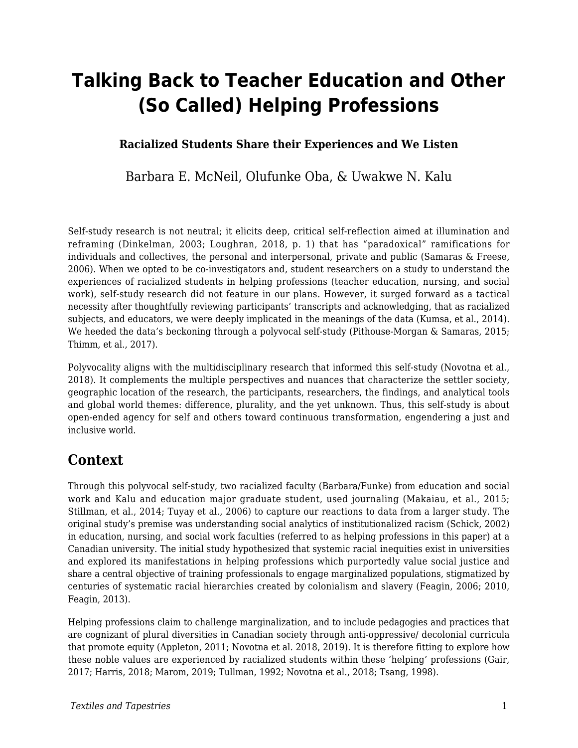# Talking Back to Teacher Education and Other (So Called) Helping Professions

**Racialized Students Share their Experiences and We Listen**

Barbara E. McNeil, Olufunke Oba, & Uwakwe N. Kalu

Self-study research is not neutral; it elicits deep, critical self-reflection aimed at illumination and reframing (Dinkelman, 2003; Loughran, 2018, p. 1) that has "paradoxical" ramifications for individuals and collectives, the personal and interpersonal, private and public (Samaras & Freese, 2006). When we opted to be co-investigators and, student researchers on a study to understand the experiences of racialized students in helping professions (teacher education, nursing, and social work), self-study research did not feature in our plans. However, it surged forward as a tactical necessity after thoughtfully reviewing participants' transcripts and acknowledging, that as racialized subjects, and educators, we were deeply implicated in the meanings of the data (Kumsa, et al., 2014). We heeded the data's beckoning through a polyvocal self-study (Pithouse-Morgan & Samaras, 2015; Thimm, et al., 2017).

Polyvocality aligns with the multidisciplinary research that informed this self-study (Novotna et al., 2018). It complements the multiple perspectives and nuances that characterize the settler society, geographic location of the research, the participants, researchers, the findings, and analytical tools and global world themes: difference, plurality, and the yet unknown. Thus, this self-study is about open-ended agency for self and others toward continuous transformation, engendering a just and inclusive world.

## Context

Through this polyvocal self-study, two racialized faculty (Barbara/Funke) from education and social work and Kalu and education major graduate student, used journaling (Makaiau, et al., 2015; Stillman, et al., 2014; Tuyay et al., 2006) to capture our reactions to data from a larger study. The original study's premise was understanding social analytics of institutionalized racism (Schick, 2002) in education, nursing, and social work faculties (referred to as helping professions in this paper) at a Canadian university. The initial study hypothesized that systemic racial inequities exist in universities and explored its manifestations in helping professions which purportedly value social justice and share a central objective of training professionals to engage marginalized populations, stigmatized by centuries of systematic racial hierarchies created by colonialism and slavery (Feagin, 2006; 2010, Feagin, 2013).

Helping professions claim to challenge marginalization, and to include pedagogies and practices that are cognizant of plural diversities in Canadian society through anti-oppressive/ decolonial curricula that promote equity (Appleton, 2011; Novotna et al. 2018, 2019). It is therefore fitting to explore how these noble values are experienced by racialized students within these 'helping' professions (Gair, 2017; Harris, 2018; Marom, 2019; Tullman, 1992; Novotna et al., 2018; Tsang, 1998).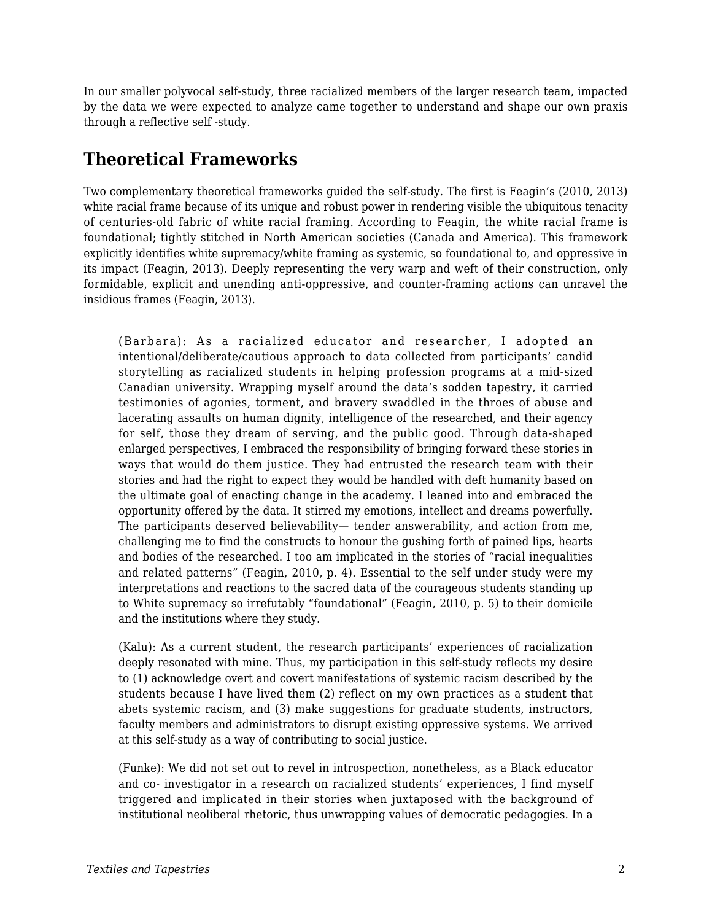In our smaller polyvocal self-study, three racialized members of the larger research team, impacted by the data we were expected to analyze came together to understand and shape our own praxis through a reflective self -study.

## Theoretical Frameworks

Two complementary theoretical frameworks guided the self-study. The first is Feagin's (2010, 2013) white racial frame because of its unique and robust power in rendering visible the ubiquitous tenacity of centuries-old fabric of white racial framing. According to Feagin, the white racial frame is foundational; tightly stitched in North American societies (Canada and America). This framework explicitly identifies white supremacy/white framing as systemic, so foundational to, and oppressive in its impact (Feagin, 2013). Deeply representing the very warp and weft of their construction, only formidable, explicit and unending anti-oppressive, and counter-framing actions can unravel the insidious frames (Feagin, 2013).

> (Barbara): As a racialized educator and researcher, I adopted an intentional/deliberate/cautious approach to data collected from participants' candid storytelling as racialized students in helping profession programs at a mid-sized Canadian university. Wrapping myself around the data's sodden tapestry, it carried testimonies of agonies, torment, and bravery swaddled in the throes of abuse and lacerating assaults on human dignity, intelligence of the researched, and their agency for self, those they dream of serving, and the public good. Through data-shaped enlarged perspectives, I embraced the responsibility of bringing forward these stories in ways that would do them justice. They had entrusted the research team with their stories and had the right to expect they would be handled with deft humanity based on the ultimate goal of enacting change in the academy. I leaned into and embraced the opportunity offered by the data. It stirred my emotions, intellect and dreams powerfully. The participants deserved believability— tender answerability, and action from me, challenging me to find the constructs to honour the gushing forth of pained lips, hearts and bodies of the researched. I too am implicated in the stories of "racial inequalities and related patterns" (Feagin, 2010, p. 4). Essential to the self under study were my interpretations and reactions to the sacred data of the courageous students standing up to White supremacy so irrefutably "foundational" (Feagin, 2010, p. 5) to their domicile and the institutions where they study.

> (Kalu): As a current student, the research participants' experiences of racialization deeply resonated with mine. Thus, my participation in this self-study reflects my desire to (1) acknowledge overt and covert manifestations of systemic racism described by the students because I have lived them (2) reflect on my own practices as a student that abets systemic racism, and (3) make suggestions for graduate students, instructors, faculty members and administrators to disrupt existing oppressive systems. We arrived at this self-study as a way of contributing to social justice.

> (Funke): We did not set out to revel in introspection, nonetheless, as a Black educator and co- investigator in a research on racialized students' experiences, I find myself triggered and implicated in their stories when juxtaposed with the background of institutional neoliberal rhetoric, thus unwrapping values of democratic pedagogies. In a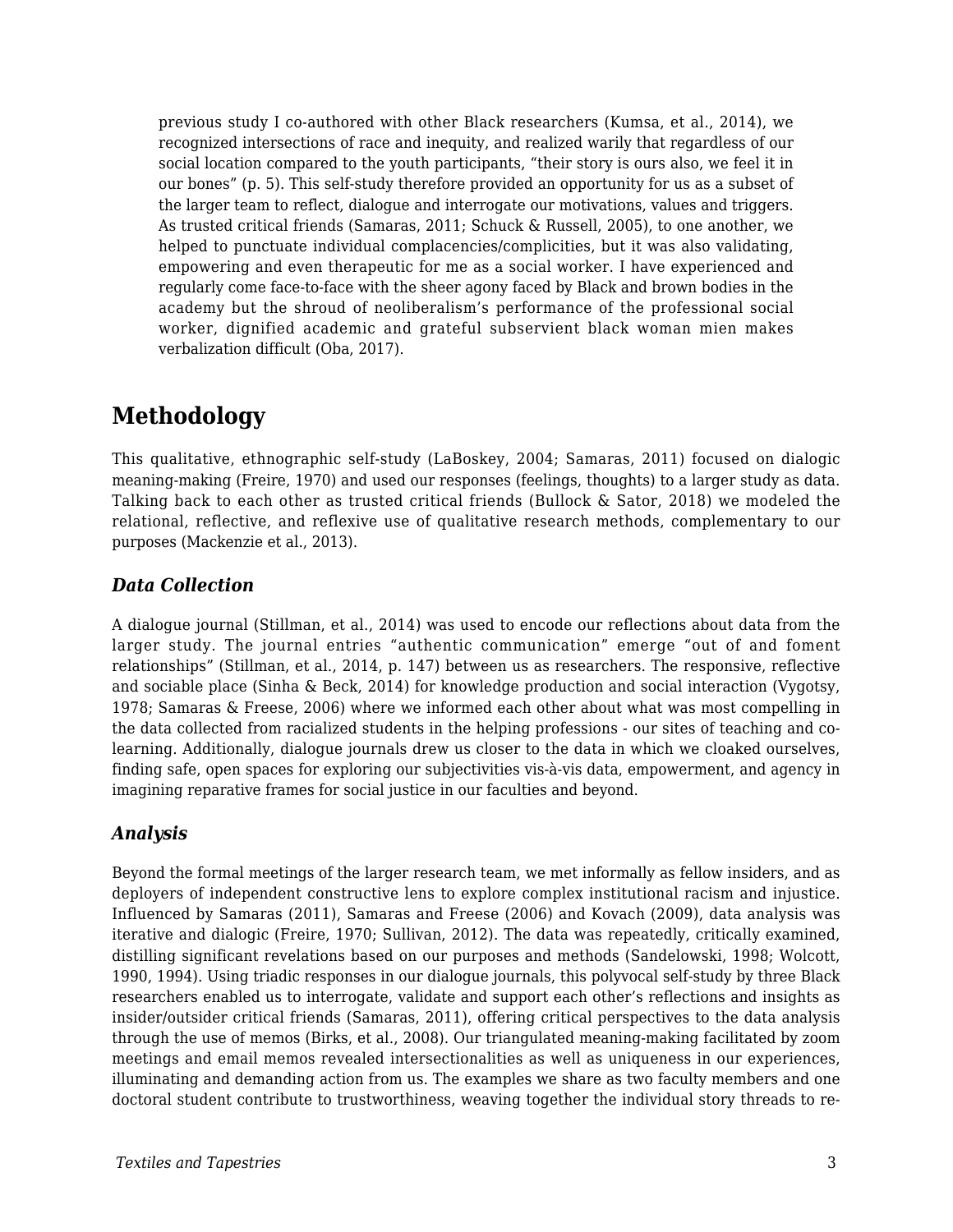> previous study I co-authored with other Black researchers (Kumsa, et al., 2014), we recognized intersections of race and inequity, and realized warily that regardless of our social location compared to the youth participants, "their story is ours also, we feel it in our bones" (p. 5). This self-study therefore provided an opportunity for us as a subset of the larger team to reflect, dialogue and interrogate our motivations, values and triggers. As trusted critical friends (Samaras, 2011; Schuck & Russell, 2005), to one another, we helped to punctuate individual complacencies/complicities, but it was also validating, empowering and even therapeutic for me as a social worker. I have experienced and regularly come face-to-face with the sheer agony faced by Black and brown bodies in the academy but the shroud of neoliberalism's performance of the professional social worker, dignified academic and grateful subservient black woman mien makes verbalization difficult (Oba, 2017).

## Methodology

This qualitative, ethnographic self-study (LaBoskey, 2004; Samaras, 2011) focused on dialogic meaning-making (Freire, 1970) and used our responses (feelings, thoughts) to a larger study as data. Talking back to each other as trusted critical friends (Bullock & Sator, 2018) we modeled the relational, reflective, and reflexive use of qualitative research methods, complementary to our purposes (Mackenzie et al., 2013).

### *Data Collection*

A dialogue journal (Stillman, et al., 2014) was used to encode our reflections about data from the larger study. The journal entries "authentic communication" emerge "out of and foment relationships" (Stillman, et al., 2014, p. 147) between us as researchers. The responsive, reflective and sociable place (Sinha & Beck, 2014) for knowledge production and social interaction (Vygotsy, 1978; Samaras & Freese, 2006) where we informed each other about what was most compelling in the data collected from racialized students in the helping professions - our sites of teaching and co-learning. Additionally, dialogue journals drew us closer to the data in which we cloaked ourselves, finding safe, open spaces for exploring our subjectivities vis-à-vis data, empowerment, and agency in imagining reparative frames for social justice in our faculties and beyond.

### *Analysis*

Beyond the formal meetings of the larger research team, we met informally as fellow insiders, and as deployers of independent constructive lens to explore complex institutional racism and injustice. Influenced by Samaras (2011), Samaras and Freese (2006) and Kovach (2009), data analysis was iterative and dialogic (Freire, 1970; Sullivan, 2012). The data was repeatedly, critically examined, distilling significant revelations based on our purposes and methods (Sandelowski, 1998; Wolcott, 1990, 1994). Using triadic responses in our dialogue journals, this polyvocal self-study by three Black researchers enabled us to interrogate, validate and support each other's reflections and insights as insider/outsider critical friends (Samaras, 2011), offering critical perspectives to the data analysis through the use of memos (Birks, et al., 2008). Our triangulated meaning-making facilitated by zoom meetings and email memos revealed intersectionalities as well as uniqueness in our experiences, illuminating and demanding action from us. The examples we share as two faculty members and one doctoral student contribute to trustworthiness, weaving together the individual story threads to re-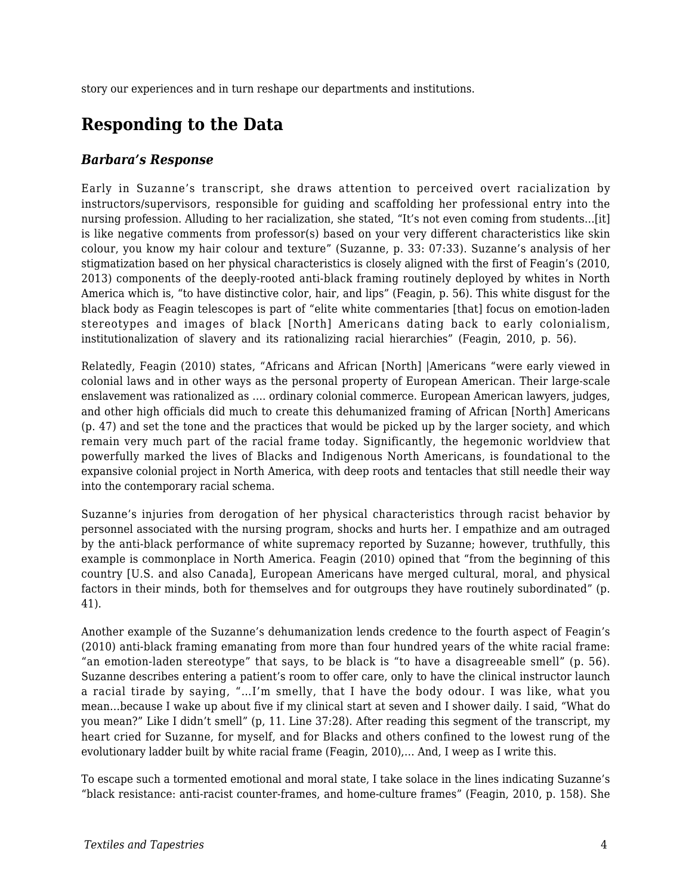story our experiences and in turn reshape our departments and institutions.

## Responding to the Data

### *Barbara's Response*

Early in Suzanne's transcript, she draws attention to perceived overt racialization by instructors/supervisors, responsible for guiding and scaffolding her professional entry into the nursing profession. Alluding to her racialization, she stated, "It's not even coming from students…[it] is like negative comments from professor(s) based on your very different characteristics like skin colour, you know my hair colour and texture" (Suzanne, p. 33: 07:33). Suzanne's analysis of her stigmatization based on her physical characteristics is closely aligned with the first of Feagin's (2010, 2013) components of the deeply-rooted anti-black framing routinely deployed by whites in North America which is, "to have distinctive color, hair, and lips" (Feagin, p. 56). This white disgust for the black body as Feagin telescopes is part of "elite white commentaries [that] focus on emotion-laden stereotypes and images of black [North] Americans dating back to early colonialism, institutionalization of slavery and its rationalizing racial hierarchies" (Feagin, 2010, p. 56).

Relatedly, Feagin (2010) states, "Africans and African [North] |Americans "were early viewed in colonial laws and in other ways as the personal property of European American. Their large-scale enslavement was rationalized as …. ordinary colonial commerce. European American lawyers, judges, and other high officials did much to create this dehumanized framing of African [North] Americans (p. 47) and set the tone and the practices that would be picked up by the larger society, and which remain very much part of the racial frame today. Significantly, the hegemonic worldview that powerfully marked the lives of Blacks and Indigenous North Americans, is foundational to the expansive colonial project in North America, with deep roots and tentacles that still needle their way into the contemporary racial schema.

Suzanne's injuries from derogation of her physical characteristics through racist behavior by personnel associated with the nursing program, shocks and hurts her. I empathize and am outraged by the anti-black performance of white supremacy reported by Suzanne; however, truthfully, this example is commonplace in North America. Feagin (2010) opined that "from the beginning of this country [U.S. and also Canada], European Americans have merged cultural, moral, and physical factors in their minds, both for themselves and for outgroups they have routinely subordinated" (p. 41).

Another example of the Suzanne's dehumanization lends credence to the fourth aspect of Feagin's (2010) anti-black framing emanating from more than four hundred years of the white racial frame: "an emotion-laden stereotype" that says, to be black is "to have a disagreeable smell" (p. 56). Suzanne describes entering a patient's room to offer care, only to have the clinical instructor launch a racial tirade by saying, "…I'm smelly, that I have the body odour. I was like, what you mean…because I wake up about five if my clinical start at seven and I shower daily. I said, "What do you mean?" Like I didn't smell" (p, 11. Line 37:28). After reading this segment of the transcript, my heart cried for Suzanne, for myself, and for Blacks and others confined to the lowest rung of the evolutionary ladder built by white racial frame (Feagin, 2010),… And, I weep as I write this.

To escape such a tormented emotional and moral state, I take solace in the lines indicating Suzanne's "black resistance: anti-racist counter-frames, and home-culture frames" (Feagin, 2010, p. 158). She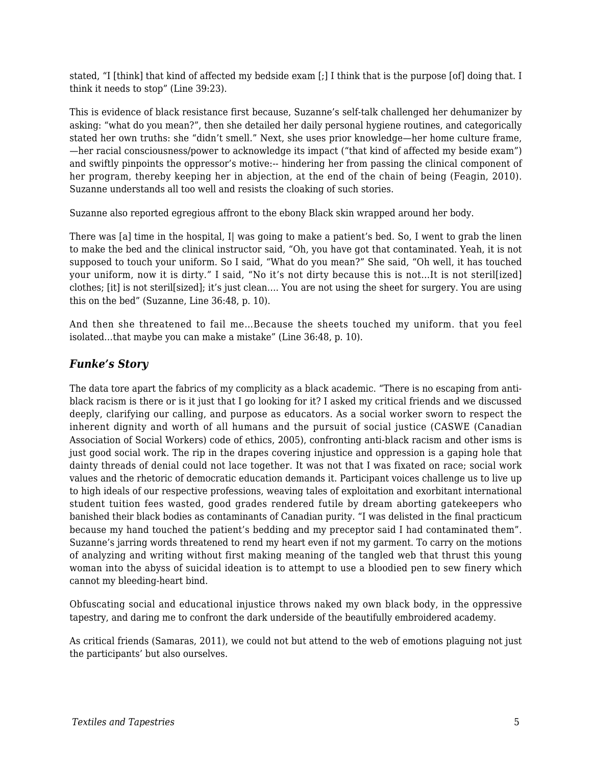stated, "I [think] that kind of affected my bedside exam [;] I think that is the purpose [of] doing that. I think it needs to stop" (Line 39:23).

This is evidence of black resistance first because, Suzanne's self-talk challenged her dehumanizer by asking: "what do you mean?", then she detailed her daily personal hygiene routines, and categorically stated her own truths: she "didn't smell." Next, she uses prior knowledge—her home culture frame, —her racial consciousness/power to acknowledge its impact ("that kind of affected my beside exam") and swiftly pinpoints the oppressor's motive:-- hindering her from passing the clinical component of her program, thereby keeping her in abjection, at the end of the chain of being (Feagin, 2010). Suzanne understands all too well and resists the cloaking of such stories.

Suzanne also reported egregious affront to the ebony Black skin wrapped around her body.

There was [a] time in the hospital, I| was going to make a patient's bed. So, I went to grab the linen to make the bed and the clinical instructor said, "Oh, you have got that contaminated. Yeah, it is not supposed to touch your uniform. So I said, "What do you mean?" She said, "Oh well, it has touched your uniform, now it is dirty." I said, "No it's not dirty because this is not…It is not steril[ized] clothes; [it] is not steril[sized]; it's just clean…. You are not using the sheet for surgery. You are using this on the bed" (Suzanne, Line 36:48, p. 10).

And then she threatened to fail me…Because the sheets touched my uniform. that you feel isolated…that maybe you can make a mistake" (Line 36:48, p. 10).

### *Funke's Story*

The data tore apart the fabrics of my complicity as a black academic. "There is no escaping from anti-black racism is there or is it just that I go looking for it? I asked my critical friends and we discussed deeply, clarifying our calling, and purpose as educators. As a social worker sworn to respect the inherent dignity and worth of all humans and the pursuit of social justice (CASWE (Canadian Association of Social Workers) code of ethics, 2005), confronting anti-black racism and other isms is just good social work. The rip in the drapes covering injustice and oppression is a gaping hole that dainty threads of denial could not lace together. It was not that I was fixated on race; social work values and the rhetoric of democratic education demands it. Participant voices challenge us to live up to high ideals of our respective professions, weaving tales of exploitation and exorbitant international student tuition fees wasted, good grades rendered futile by dream aborting gatekeepers who banished their black bodies as contaminants of Canadian purity. "I was delisted in the final practicum because my hand touched the patient's bedding and my preceptor said I had contaminated them". Suzanne's jarring words threatened to rend my heart even if not my garment. To carry on the motions of analyzing and writing without first making meaning of the tangled web that thrust this young woman into the abyss of suicidal ideation is to attempt to use a bloodied pen to sew finery which cannot my bleeding-heart bind.

Obfuscating social and educational injustice throws naked my own black body, in the oppressive tapestry, and daring me to confront the dark underside of the beautifully embroidered academy.

As critical friends (Samaras, 2011), we could not but attend to the web of emotions plaguing not just the participants' but also ourselves.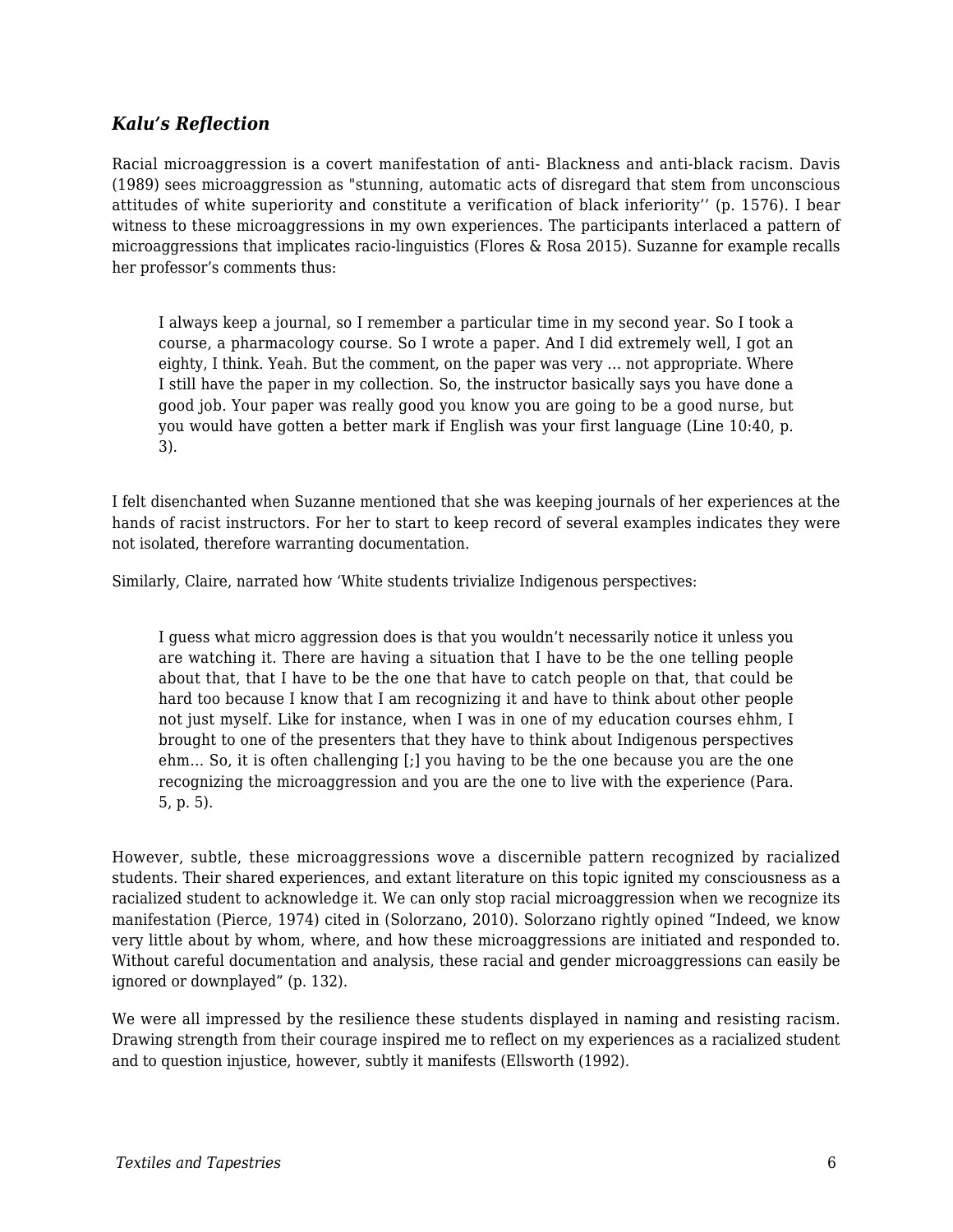### *Kalu's Reflection*

Racial microaggression is a covert manifestation of anti- Blackness and anti-black racism. Davis (1989) sees microaggression as "stunning, automatic acts of disregard that stem from unconscious attitudes of white superiority and constitute a verification of black inferiority'' (p. 1576). I bear witness to these microaggressions in my own experiences. The participants interlaced a pattern of microaggressions that implicates racio-linguistics (Flores & Rosa 2015). Suzanne for example recalls her professor's comments thus:

> I always keep a journal, so I remember a particular time in my second year. So I took a course, a pharmacology course. So I wrote a paper. And I did extremely well, I got an eighty, I think. Yeah. But the comment, on the paper was very … not appropriate. Where I still have the paper in my collection. So, the instructor basically says you have done a good job. Your paper was really good you know you are going to be a good nurse, but you would have gotten a better mark if English was your first language (Line 10:40, p. 3).

I felt disenchanted when Suzanne mentioned that she was keeping journals of her experiences at the hands of racist instructors. For her to start to keep record of several examples indicates they were not isolated, therefore warranting documentation.

Similarly, Claire, narrated how 'White students trivialize Indigenous perspectives:

> I guess what micro aggression does is that you wouldn't necessarily notice it unless you are watching it. There are having a situation that I have to be the one telling people about that, that I have to be the one that have to catch people on that, that could be hard too because I know that I am recognizing it and have to think about other people not just myself. Like for instance, when I was in one of my education courses ehhm, I brought to one of the presenters that they have to think about Indigenous perspectives ehm… So, it is often challenging [;] you having to be the one because you are the one recognizing the microaggression and you are the one to live with the experience (Para. 5, p. 5).

However, subtle, these microaggressions wove a discernible pattern recognized by racialized students. Their shared experiences, and extant literature on this topic ignited my consciousness as a racialized student to acknowledge it. We can only stop racial microaggression when we recognize its manifestation (Pierce, 1974) cited in (Solorzano, 2010). Solorzano rightly opined "Indeed, we know very little about by whom, where, and how these microaggressions are initiated and responded to. Without careful documentation and analysis, these racial and gender microaggressions can easily be ignored or downplayed" (p. 132).

We were all impressed by the resilience these students displayed in naming and resisting racism. Drawing strength from their courage inspired me to reflect on my experiences as a racialized student and to question injustice, however, subtly it manifests (Ellsworth (1992).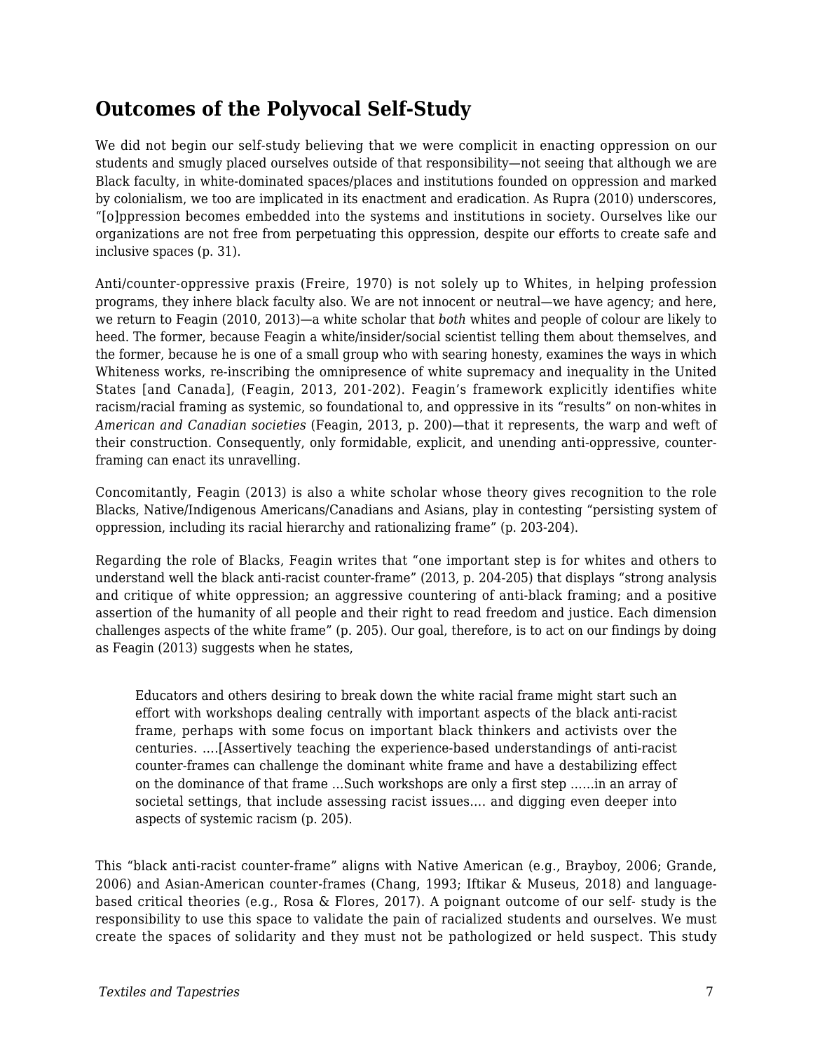## Outcomes of the Polyvocal Self-Study

We did not begin our self-study believing that we were complicit in enacting oppression on our students and smugly placed ourselves outside of that responsibility—not seeing that although we are Black faculty, in white-dominated spaces/places and institutions founded on oppression and marked by colonialism, we too are implicated in its enactment and eradication. As Rupra (2010) underscores, "[o]ppression becomes embedded into the systems and institutions in society. Ourselves like our organizations are not free from perpetuating this oppression, despite our efforts to create safe and inclusive spaces (p. 31).

Anti/counter-oppressive praxis (Freire, 1970) is not solely up to Whites, in helping profession programs, they inhere black faculty also. We are not innocent or neutral—we have agency; and here, we return to Feagin (2010, 2013)—a white scholar that *both* whites and people of colour are likely to heed. The former, because Feagin a white/insider/social scientist telling them about themselves, and the former, because he is one of a small group who with searing honesty, examines the ways in which Whiteness works, re-inscribing the omnipresence of white supremacy and inequality in the United States [and Canada], (Feagin, 2013, 201-202). Feagin's framework explicitly identifies white racism/racial framing as systemic, so foundational to, and oppressive in its "results" on non-whites in *American and Canadian societies* (Feagin, 2013, p. 200)—that it represents, the warp and weft of their construction. Consequently, only formidable, explicit, and unending anti-oppressive, counter-framing can enact its unravelling.

Concomitantly, Feagin (2013) is also a white scholar whose theory gives recognition to the role Blacks, Native/Indigenous Americans/Canadians and Asians, play in contesting "persisting system of oppression, including its racial hierarchy and rationalizing frame" (p. 203-204).

Regarding the role of Blacks, Feagin writes that "one important step is for whites and others to understand well the black anti-racist counter-frame" (2013, p. 204-205) that displays "strong analysis and critique of white oppression; an aggressive countering of anti-black framing; and a positive assertion of the humanity of all people and their right to read freedom and justice. Each dimension challenges aspects of the white frame" (p. 205). Our goal, therefore, is to act on our findings by doing as Feagin (2013) suggests when he states,

> Educators and others desiring to break down the white racial frame might start such an effort with workshops dealing centrally with important aspects of the black anti-racist frame, perhaps with some focus on important black thinkers and activists over the centuries. ….[Assertively teaching the experience-based understandings of anti-racist counter-frames can challenge the dominant white frame and have a destabilizing effect on the dominance of that frame …Such workshops are only a first step ……in an array of societal settings, that include assessing racist issues…. and digging even deeper into aspects of systemic racism (p. 205).

This "black anti-racist counter-frame" aligns with Native American (e.g., Brayboy, 2006; Grande, 2006) and Asian-American counter-frames (Chang, 1993; Iftikar & Museus, 2018) and language-based critical theories (e.g., Rosa & Flores, 2017). A poignant outcome of our self- study is the responsibility to use this space to validate the pain of racialized students and ourselves. We must create the spaces of solidarity and they must not be pathologized or held suspect. This study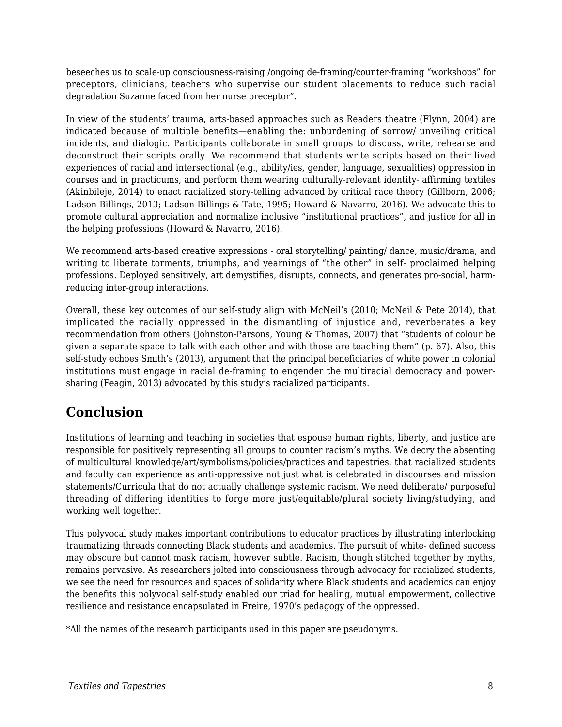beseeches us to scale-up consciousness-raising /ongoing de-framing/counter-framing "workshops" for preceptors, clinicians, teachers who supervise our student placements to reduce such racial degradation Suzanne faced from her nurse preceptor".

In view of the students' trauma, arts-based approaches such as Readers theatre (Flynn, 2004) are indicated because of multiple benefits—enabling the: unburdening of sorrow/ unveiling critical incidents, and dialogic. Participants collaborate in small groups to discuss, write, rehearse and deconstruct their scripts orally. We recommend that students write scripts based on their lived experiences of racial and intersectional (e.g., ability/ies, gender, language, sexualities) oppression in courses and in practicums, and perform them wearing culturally-relevant identity- affirming textiles (Akinbileje, 2014) to enact racialized story-telling advanced by critical race theory (Gillborn, 2006; Ladson-Billings, 2013; Ladson-Billings & Tate, 1995; Howard & Navarro, 2016). We advocate this to promote cultural appreciation and normalize inclusive "institutional practices", and justice for all in the helping professions (Howard & Navarro, 2016).

We recommend arts-based creative expressions - oral storytelling/ painting/ dance, music/drama, and writing to liberate torments, triumphs, and yearnings of "the other" in self- proclaimed helping professions. Deployed sensitively, art demystifies, disrupts, connects, and generates pro-social, harm-reducing inter-group interactions.

Overall, these key outcomes of our self-study align with McNeil's (2010; McNeil & Pete 2014), that implicated the racially oppressed in the dismantling of injustice and, reverberates a key recommendation from others (Johnston-Parsons, Young & Thomas, 2007) that "students of colour be given a separate space to talk with each other and with those are teaching them" (p. 67). Also, this self-study echoes Smith's (2013), argument that the principal beneficiaries of white power in colonial institutions must engage in racial de-framing to engender the multiracial democracy and power-sharing (Feagin, 2013) advocated by this study's racialized participants.

## Conclusion

Institutions of learning and teaching in societies that espouse human rights, liberty, and justice are responsible for positively representing all groups to counter racism's myths. We decry the absenting of multicultural knowledge/art/symbolisms/policies/practices and tapestries, that racialized students and faculty can experience as anti-oppressive not just what is celebrated in discourses and mission statements/Curricula that do not actually challenge systemic racism. We need deliberate/ purposeful threading of differing identities to forge more just/equitable/plural society living/studying, and working well together.

This polyvocal study makes important contributions to educator practices by illustrating interlocking traumatizing threads connecting Black students and academics. The pursuit of white- defined success may obscure but cannot mask racism, however subtle. Racism, though stitched together by myths, remains pervasive. As researchers jolted into consciousness through advocacy for racialized students, we see the need for resources and spaces of solidarity where Black students and academics can enjoy the benefits this polyvocal self-study enabled our triad for healing, mutual empowerment, collective resilience and resistance encapsulated in Freire, 1970's pedagogy of the oppressed.

*All the names of the research participants used in this paper are pseudonyms.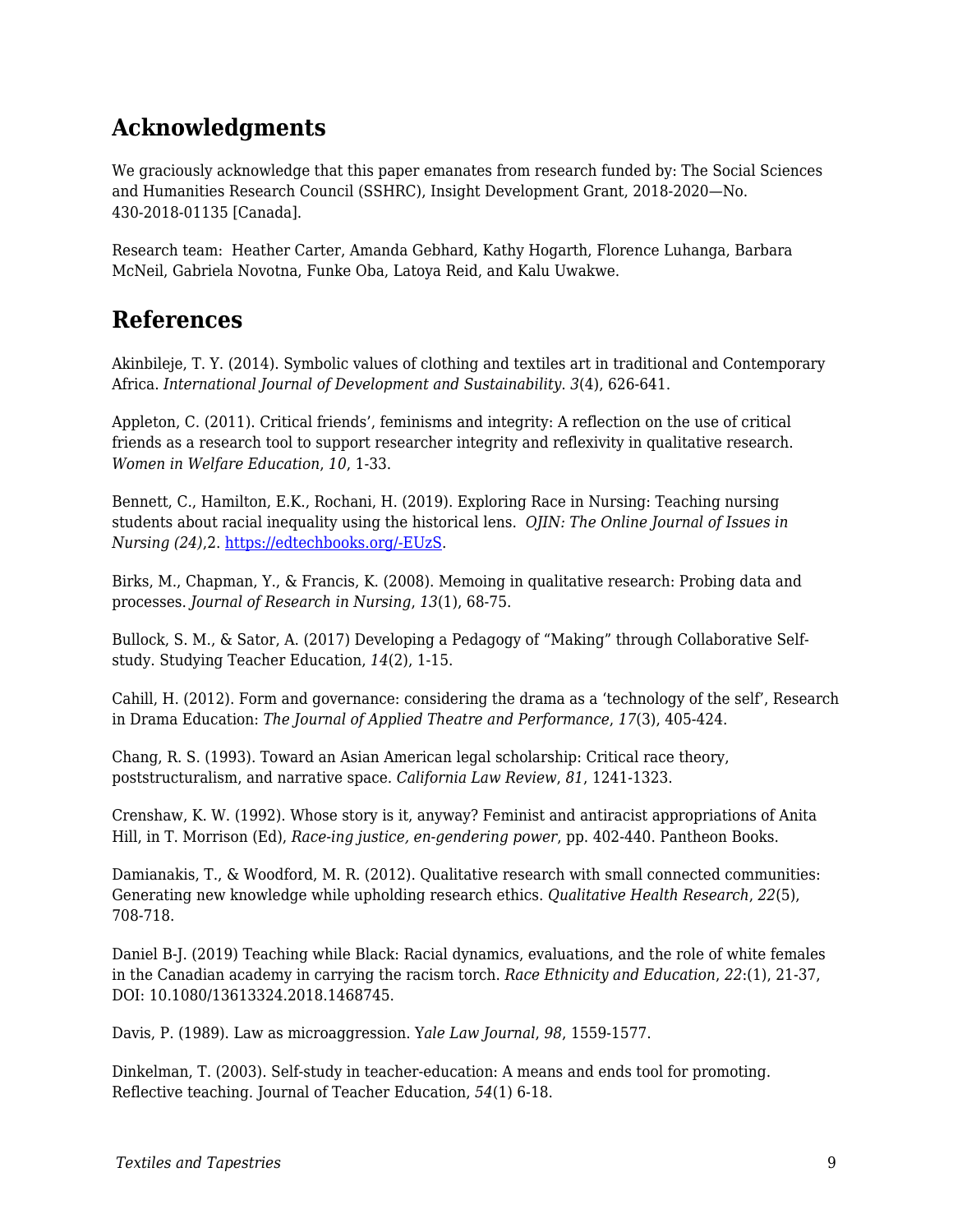## Acknowledgments

We graciously acknowledge that this paper emanates from research funded by: The Social Sciences and Humanities Research Council (SSHRC), Insight Development Grant, 2018-2020—No. 430-2018-01135 [Canada].

Research team:  Heather Carter, Amanda Gebhard, Kathy Hogarth, Florence Luhanga, Barbara McNeil, Gabriela Novotna, Funke Oba, Latoya Reid, and Kalu Uwakwe.

## References

Akinbileje, T. Y. (2014). Symbolic values of clothing and textiles art in traditional and Contemporary Africa. *International Journal of Development and Sustainability. 3*(4), 626-641.

Appleton, C. (2011). Critical friends', feminisms and integrity: A reflection on the use of critical friends as a research tool to support researcher integrity and reflexivity in qualitative research. *Women in Welfare Education*, *10*, 1-33.

Bennett, C., Hamilton, E.K., Rochani, H. (2019). Exploring Race in Nursing: Teaching nursing students about racial inequality using the historical lens.  *OJIN: The Online Journal of Issues in Nursing (24)*,2. [https://edtechbooks.org/-EUzS](https://edtechbooks.org/-EUzS).

Birks, M., Chapman, Y., & Francis, K. (2008). Memoing in qualitative research: Probing data and processes. *Journal of Research in Nursing*, *13*(1), 68-75.

Bullock, S. M., & Sator, A. (2017) Developing a Pedagogy of "Making" through Collaborative Self-study. Studying Teacher Education, *14*(2), 1-15.

Cahill, H. (2012). Form and governance: considering the drama as a 'technology of the self', Research in Drama Education: *The Journal of Applied Theatre and Performance*, *17*(3), 405-424.

Chang, R. S. (1993). Toward an Asian American legal scholarship: Critical race theory, poststructuralism, and narrative space. *California Law Review*, *81*, 1241-1323.

Crenshaw, K. W. (1992). Whose story is it, anyway? Feminist and antiracist appropriations of Anita Hill, in T. Morrison (Ed), *Race-ing justice, en-gendering power*, pp. 402-440. Pantheon Books.

Damianakis, T., & Woodford, M. R. (2012). Qualitative research with small connected communities: Generating new knowledge while upholding research ethics. *Qualitative Health Research*, *22*(5), 708-718.

Daniel B-J. (2019) Teaching while Black: Racial dynamics, evaluations, and the role of white females in the Canadian academy in carrying the racism torch. *Race Ethnicity and Education*, *22*:(1), 21-37, DOI: 10.1080/13613324.2018.1468745.

Davis, P. (1989). Law as microaggression. Y*ale Law Journal*, *98*, 1559-1577.

Dinkelman, T. (2003). Self-study in teacher-education: A means and ends tool for promoting. Reflective teaching. Journal of Teacher Education, *54*(1) 6-18.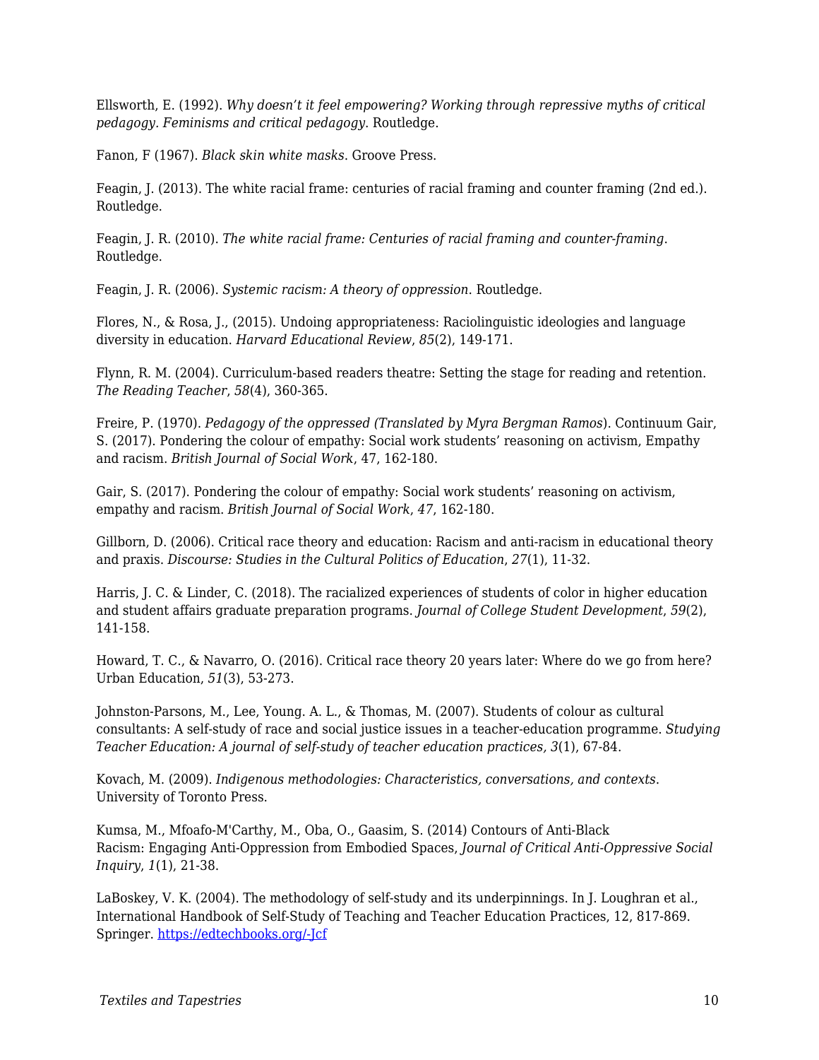Ellsworth, E. (1992). *Why doesn't it feel empowering? Working through repressive myths of critical pedagogy. Feminisms and critical pedagogy*. Routledge.

Fanon, F (1967). *Black skin white masks*. Groove Press.

Feagin, J. (2013). The white racial frame: centuries of racial framing and counter framing (2nd ed.). Routledge.

Feagin, J. R. (2010). *The white racial frame: Centuries of racial framing and counter-framing*. Routledge.

Feagin, J. R. (2006). *Systemic racism: A theory of oppression*. Routledge.

Flores, N., & Rosa, J., (2015). Undoing appropriateness: Raciolinguistic ideologies and language diversity in education. *Harvard Educational Review*, *85*(2), 149-171.

Flynn, R. M. (2004). Curriculum-based readers theatre: Setting the stage for reading and retention. *The Reading Teacher*, *58*(4), 360-365.

Freire, P. (1970). *Pedagogy of the oppressed (Translated by Myra Bergman Ramos*). Continuum Gair, S. (2017). Pondering the colour of empathy: Social work students' reasoning on activism, Empathy and racism. *British Journal of Social Work*, 47, 162-180.

Gair, S. (2017). Pondering the colour of empathy: Social work students' reasoning on activism, empathy and racism. *British Journal of Social Work*, *47*, 162-180.

Gillborn, D. (2006). Critical race theory and education: Racism and anti-racism in educational theory and praxis. *Discourse: Studies in the Cultural Politics of Education*, *27*(1), 11-32.

Harris, J. C. & Linder, C. (2018). The racialized experiences of students of color in higher education and student affairs graduate preparation programs. *Journal of College Student Development*, *59*(2), 141-158.

Howard, T. C., & Navarro, O. (2016). Critical race theory 20 years later: Where do we go from here? Urban Education, *51*(3), 53-273.

Johnston-Parsons, M., Lee, Young. A. L., & Thomas, M. (2007). Students of colour as cultural consultants: A self-study of race and social justice issues in a teacher-education programme. *Studying Teacher Education: A journal of self-study of teacher education practices*, *3*(1), 67-84.

Kovach, M. (2009). *Indigenous methodologies: Characteristics, conversations, and contexts*. University of Toronto Press.

Kumsa, M., Mfoafo-M'Carthy, M., Oba, O., Gaasim, S. (2014) Contours of Anti-Black Racism: Engaging Anti-Oppression from Embodied Spaces, *Journal of Critical Anti-Oppressive Social Inquiry*, *1*(1), 21-38.

LaBoskey, V. K. (2004). The methodology of self-study and its underpinnings. In J. Loughran et al., International Handbook of Self-Study of Teaching and Teacher Education Practices, 12, 817-869. Springer. https://edtechbooks.org/-Jcf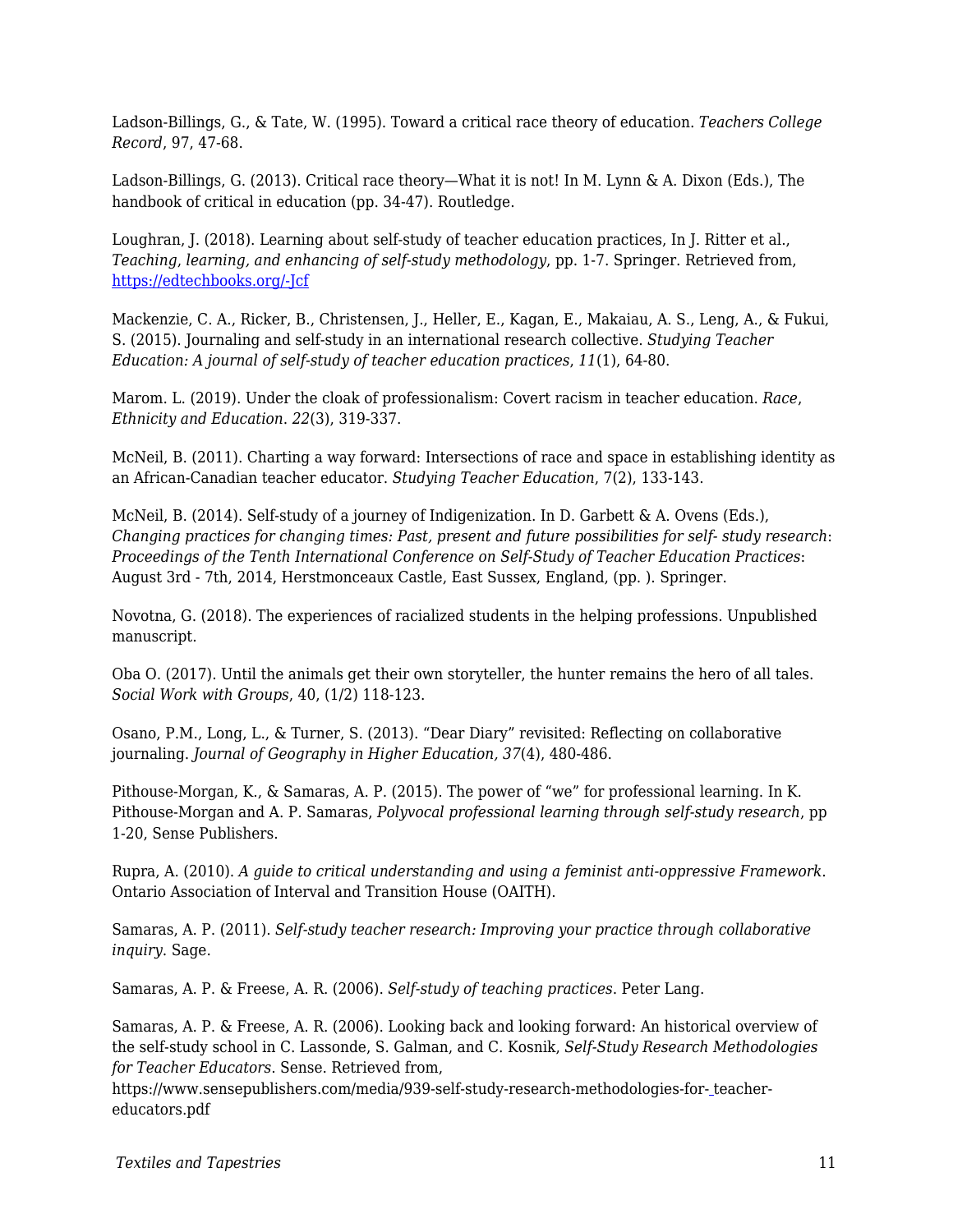Ladson-Billings, G., & Tate, W. (1995). Toward a critical race theory of education. *Teachers College Record*, 97, 47-68.

Ladson-Billings, G. (2013). Critical race theory—What it is not! In M. Lynn & A. Dixon (Eds.), The handbook of critical in education (pp. 34-47). Routledge.

Loughran, J. (2018). Learning about self-study of teacher education practices, In J. Ritter et al., *Teaching, learning, and enhancing of self-study methodology*, pp. 1-7. Springer. Retrieved from, [https://edtechbooks.org/-Jcf](https://edtechbooks.org/-Jcf)

Mackenzie, C. A., Ricker, B., Christensen, J., Heller, E., Kagan, E., Makaiau, A. S., Leng, A., & Fukui, S. (2015). Journaling and self-study in an international research collective. *Studying Teacher Education: A journal of self-study of teacher education practices*, *11*(1), 64-80.

Marom. L. (2019). Under the cloak of professionalism: Covert racism in teacher education. *Race, Ethnicity and Education*. *22*(3), 319-337.

McNeil, B. (2011). Charting a way forward: Intersections of race and space in establishing identity as an African-Canadian teacher educator. *Studying Teacher Education*, 7(2), 133-143.

McNeil, B. (2014). Self-study of a journey of Indigenization. In D. Garbett & A. Ovens (Eds.), *Changing practices for changing times: Past, present and future possibilities for self- study research*: *Proceedings of the Tenth International Conference on Self-Study of Teacher Education Practices*: August 3rd - 7th, 2014, Herstmonceaux Castle, East Sussex, England, (pp. ). Springer.

Novotna, G. (2018). The experiences of racialized students in the helping professions. Unpublished manuscript.

Oba O. (2017). Until the animals get their own storyteller, the hunter remains the hero of all tales. *Social Work with Groups*, 40, (1/2) 118-123.

Osano, P.M., Long, L., & Turner, S. (2013). "Dear Diary" revisited: Reflecting on collaborative journaling. *Journal of Geography in Higher Education*, *37*(4), 480-486.

Pithouse-Morgan, K., & Samaras, A. P. (2015). The power of "we" for professional learning. In K. Pithouse-Morgan and A. P. Samaras, *Polyvocal professional learning through self-study research*, pp 1-20, Sense Publishers.

Rupra, A. (2010). *A guide to critical understanding and using a feminist anti-oppressive Framework*. Ontario Association of Interval and Transition House (OAITH).

Samaras, A. P. (2011). *Self-study teacher research: Improving your practice through collaborative inquiry*. Sage.

Samaras, A. P. & Freese, A. R. (2006). *Self-study of teaching practices*. Peter Lang.

Samaras, A. P. & Freese, A. R. (2006). Looking back and looking forward: An historical overview of the self-study school in C. Lassonde, S. Galman, and C. Kosnik, *Self-Study Research Methodologies for Teacher Educators*. Sense. Retrieved from, https://www.sensepublishers.com/media/939-self-study-research-methodologies-for-_teacher-educators.pdf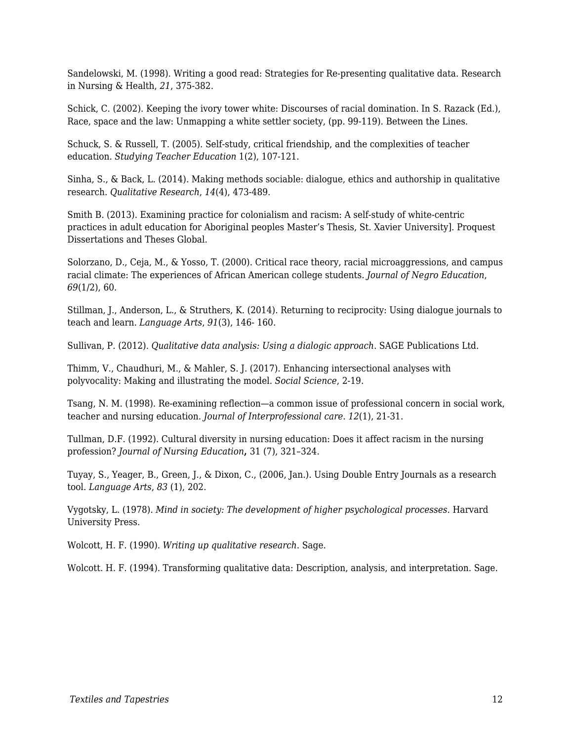Sandelowski, M. (1998). Writing a good read: Strategies for Re-presenting qualitative data. Research in Nursing & Health, *21*, 375-382.

Schick, C. (2002). Keeping the ivory tower white: Discourses of racial domination. In S. Razack (Ed.), Race, space and the law: Unmapping a white settler society, (pp. 99-119). Between the Lines.

Schuck, S. & Russell, T. (2005). Self-study, critical friendship, and the complexities of teacher education. *Studying Teacher Education* 1(2), 107-121.

Sinha, S., & Back, L. (2014). Making methods sociable: dialogue, ethics and authorship in qualitative research. *Qualitative Research*, *14*(4), 473-489.

Smith B. (2013). Examining practice for colonialism and racism: A self-study of white-centric practices in adult education for Aboriginal peoples Master's Thesis, St. Xavier University]. Proquest Dissertations and Theses Global.

Solorzano, D., Ceja, M., & Yosso, T. (2000). Critical race theory, racial microaggressions, and campus racial climate: The experiences of African American college students. *Journal of Negro Education*, *69*(1/2), 60.

Stillman, J., Anderson, L., & Struthers, K. (2014). Returning to reciprocity: Using dialogue journals to teach and learn. *Language Arts*, *91*(3), 146- 160.

Sullivan, P. (2012). *Qualitative data analysis: Using a dialogic approach*. SAGE Publications Ltd.

Thimm, V., Chaudhuri, M., & Mahler, S. J. (2017). Enhancing intersectional analyses with polyvocality: Making and illustrating the model. *Social Science*, 2-19.

Tsang, N. M. (1998). Re-examining reflection—a common issue of professional concern in social work, teacher and nursing education. *Journal of Interprofessional care*. *12*(1), 21-31.

Tullman, D.F. (1992). Cultural diversity in nursing education: Does it affect racism in the nursing profession? *Journal of Nursing Education***,** 31 (7), 321–324.

Tuyay, S., Yeager, B., Green, J., & Dixon, C., (2006, Jan.). Using Double Entry Journals as a research tool. *Language Arts*, *83* (1), 202.

Vygotsky, L. (1978). *Mind in society: The development of higher psychological processes*. Harvard University Press.

Wolcott, H. F. (1990). *Writing up qualitative research*. Sage.

Wolcott. H. F. (1994). Transforming qualitative data: Description, analysis, and interpretation. Sage.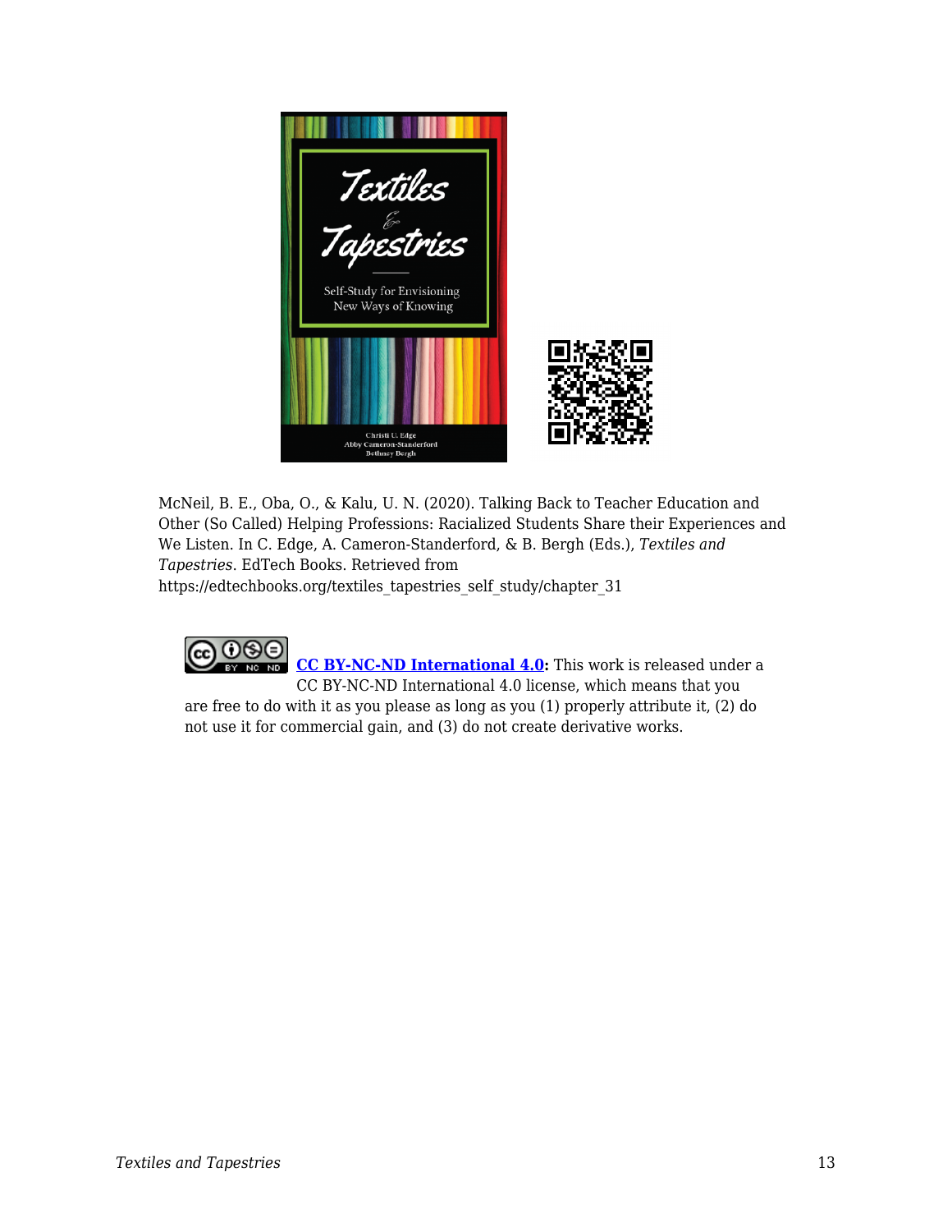McNeil, B. E., Oba, O., & Kalu, U. N. (2020). Talking Back to Teacher Education and Other (So Called) Helping Professions: Racialized Students Share their Experiences and We Listen. In C. Edge, A. Cameron-Standerford, & B. Bergh (Eds.), *Textiles and Tapestries*. EdTech Books. Retrieved from https://edtechbooks.org/textiles_tapestries_self_study/chapter_31

**[CC BY-NC-ND International 4.0](https://creativecommons.org/licenses/by-nc-nd/4.0/):** This work is released under a CC BY-NC-ND International 4.0 license, which means that you are free to do with it as you please as long as you (1) properly attribute it, (2) do not use it for commercial gain, and (3) do not create derivative works.